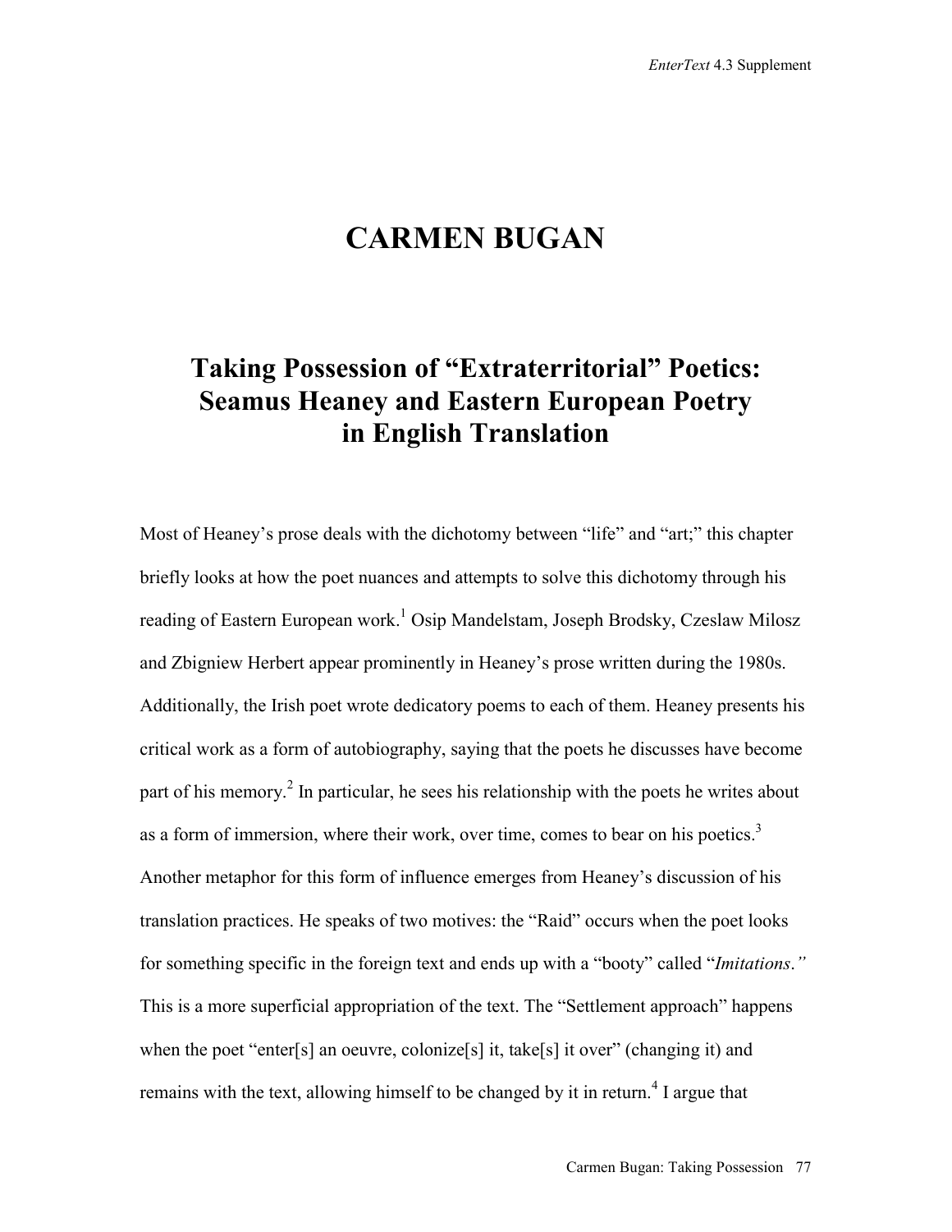# CARMEN BUGAN

## Taking Possession of "Extraterritorial" Poetics: Seamus Heaney and Eastern European Poetry in English Translation

Most of Heaney's prose deals with the dichotomy between "life" and "art;" this chapter briefly looks at how the poet nuances and attempts to solve this dichotomy through his reading of Eastern European work.[1] Osip Mandelstam, Joseph Brodsky, Czeslaw Milosz and Zbigniew Herbert appear prominently in Heaney's prose written during the 1980s. Additionally, the Irish poet wrote dedicatory poems to each of them. Heaney presents his critical work as a form of autobiography, saying that the poets he discusses have become part of his memory.[2] In particular, he sees his relationship with the poets he writes about as a form of immersion, where their work, over time, comes to bear on his poetics.[3] Another metaphor for this form of influence emerges from Heaney's discussion of his translation practices. He speaks of two motives: the "Raid" occurs when the poet looks for something specific in the foreign text and ends up with a "booty" called "*Imitations*.*"* This is a more superficial appropriation of the text. The "Settlement approach" happens when the poet "enter[s] an oeuvre, colonize[s] it, take[s] it over" (changing it) and remains with the text, allowing himself to be changed by it in return.[4] I argue that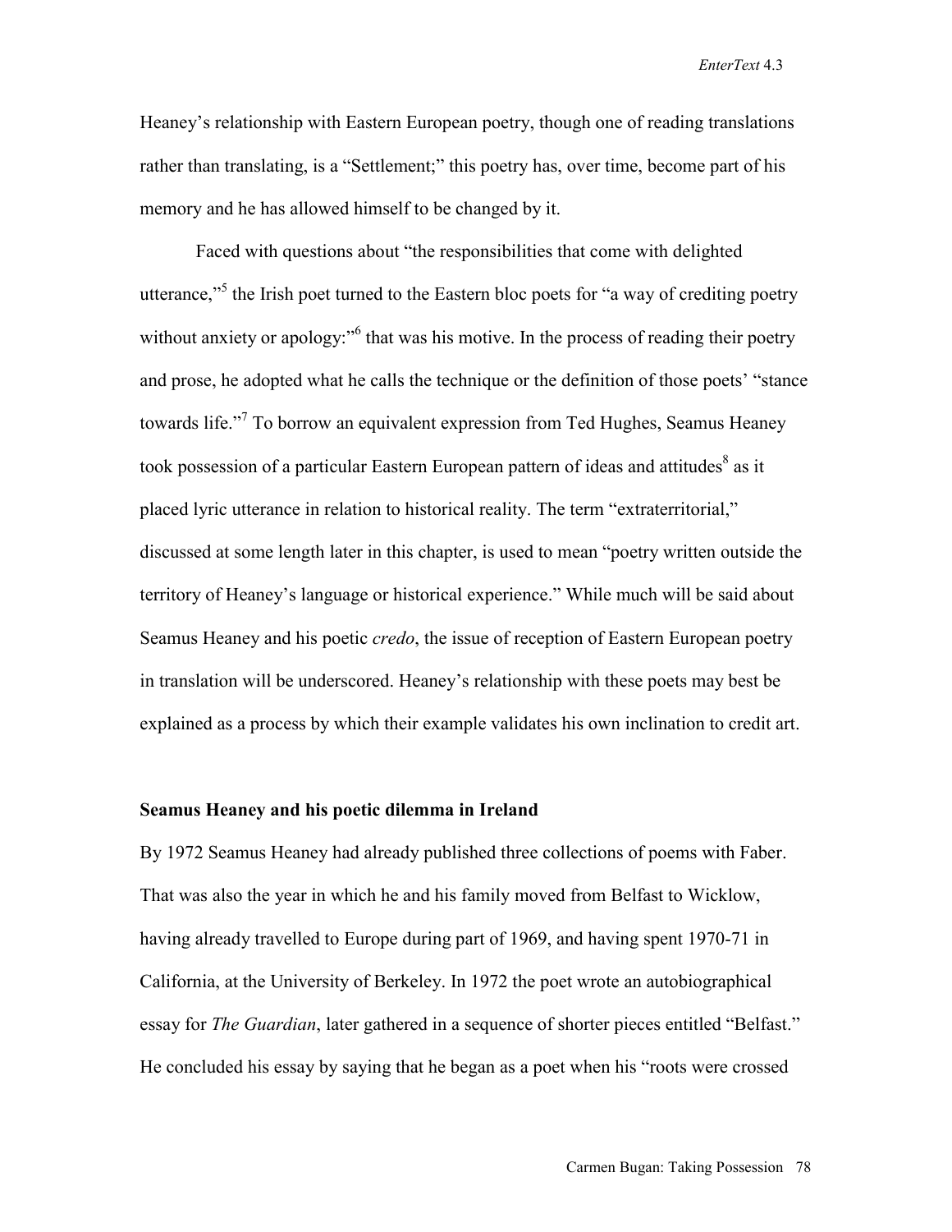Heaney's relationship with Eastern European poetry, though one of reading translations rather than translating, is a "Settlement;" this poetry has, over time, become part of his memory and he has allowed himself to be changed by it.

Faced with questions about "the responsibilities that come with delighted utterance,"[5] the Irish poet turned to the Eastern bloc poets for "a way of crediting poetry without anxiety or apology:"[6] that was his motive. In the process of reading their poetry and prose, he adopted what he calls the technique or the definition of those poets' "stance towards life."[7] To borrow an equivalent expression from Ted Hughes, Seamus Heaney took possession of a particular Eastern European pattern of ideas and attitudes[8] as it placed lyric utterance in relation to historical reality. The term "extraterritorial," discussed at some length later in this chapter, is used to mean "poetry written outside the territory of Heaney's language or historical experience." While much will be said about Seamus Heaney and his poetic *credo*, the issue of reception of Eastern European poetry in translation will be underscored. Heaney's relationship with these poets may best be explained as a process by which their example validates his own inclination to credit art.

**Seamus Heaney and his poetic dilemma in Ireland**

By 1972 Seamus Heaney had already published three collections of poems with Faber. That was also the year in which he and his family moved from Belfast to Wicklow, having already travelled to Europe during part of 1969, and having spent 1970-71 in California, at the University of Berkeley. In 1972 the poet wrote an autobiographical essay for *The Guardian*, later gathered in a sequence of shorter pieces entitled "Belfast." He concluded his essay by saying that he began as a poet when his "roots were crossed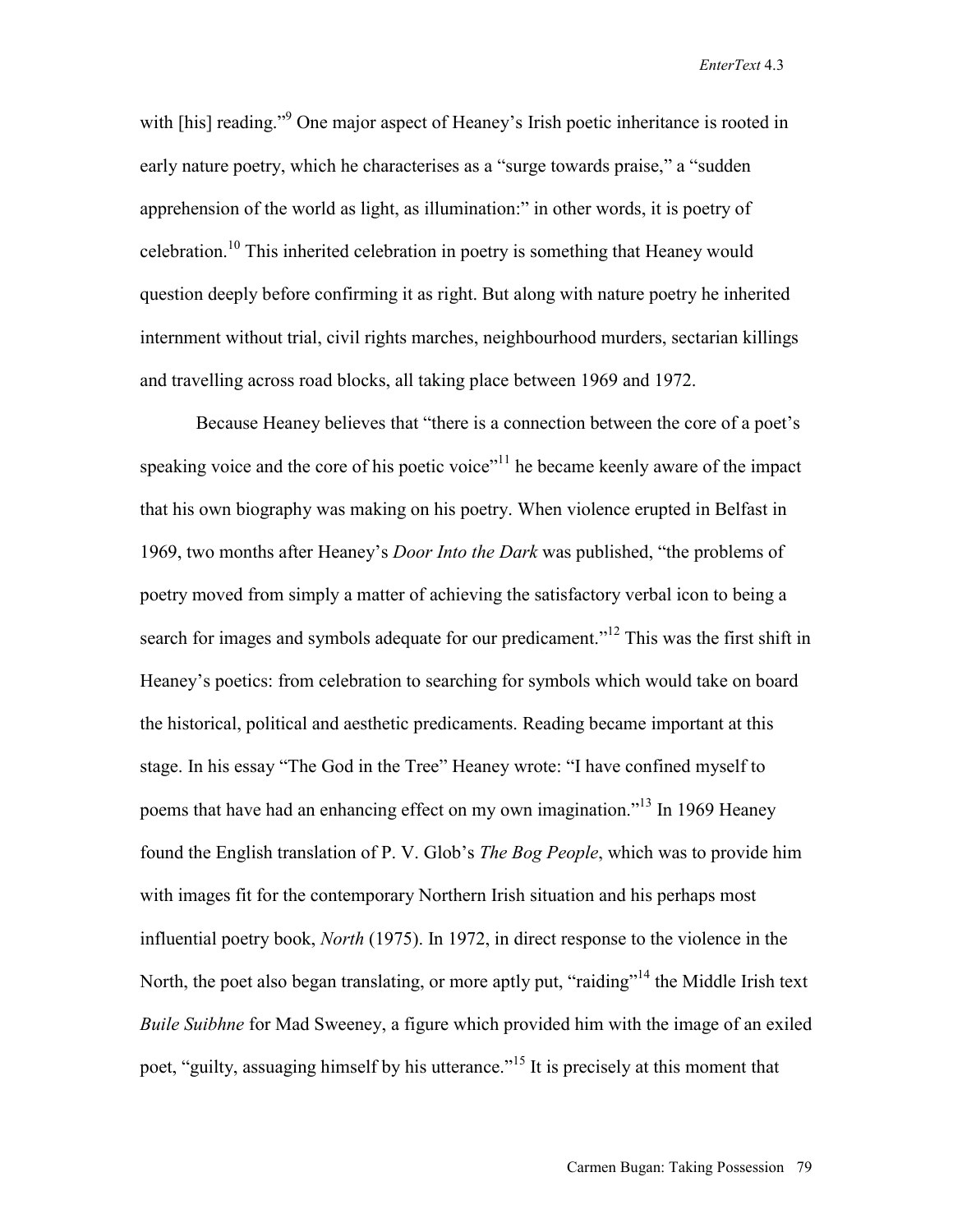with [his] reading."[9] One major aspect of Heaney's Irish poetic inheritance is rooted in early nature poetry, which he characterises as a "surge towards praise," a "sudden apprehension of the world as light, as illumination:" in other words, it is poetry of celebration.[10] This inherited celebration in poetry is something that Heaney would question deeply before confirming it as right. But along with nature poetry he inherited internment without trial, civil rights marches, neighbourhood murders, sectarian killings and travelling across road blocks, all taking place between 1969 and 1972.

Because Heaney believes that "there is a connection between the core of a poet's speaking voice and the core of his poetic voice"[11] he became keenly aware of the impact that his own biography was making on his poetry. When violence erupted in Belfast in 1969, two months after Heaney's *Door Into the Dark* was published, "the problems of poetry moved from simply a matter of achieving the satisfactory verbal icon to being a search for images and symbols adequate for our predicament."[12] This was the first shift in Heaney's poetics: from celebration to searching for symbols which would take on board the historical, political and aesthetic predicaments. Reading became important at this stage. In his essay "The God in the Tree" Heaney wrote: "I have confined myself to poems that have had an enhancing effect on my own imagination."[13] In 1969 Heaney found the English translation of P. V. Glob's *The Bog People*, which was to provide him with images fit for the contemporary Northern Irish situation and his perhaps most influential poetry book, *North* (1975). In 1972, in direct response to the violence in the North, the poet also began translating, or more aptly put, "raiding"[14] the Middle Irish text *Buile Suibhne* for Mad Sweeney, a figure which provided him with the image of an exiled poet, "guilty, assuaging himself by his utterance."[15] It is precisely at this moment that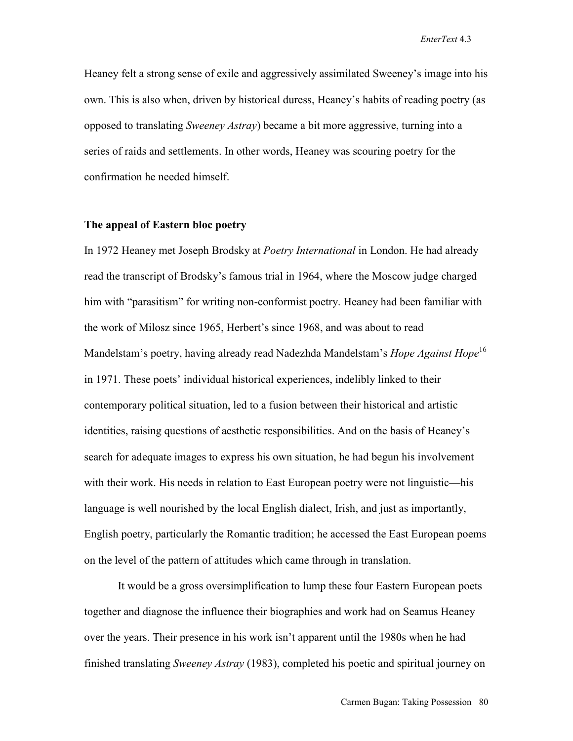Heaney felt a strong sense of exile and aggressively assimilated Sweeney's image into his own. This is also when, driven by historical duress, Heaney's habits of reading poetry (as opposed to translating *Sweeney Astray*) became a bit more aggressive, turning into a series of raids and settlements. In other words, Heaney was scouring poetry for the confirmation he needed himself.

### The appeal of Eastern bloc poetry

In 1972 Heaney met Joseph Brodsky at *Poetry International* in London. He had already read the transcript of Brodsky's famous trial in 1964, where the Moscow judge charged him with "parasitism" for writing non-conformist poetry. Heaney had been familiar with the work of Milosz since 1965, Herbert's since 1968, and was about to read Mandelstam's poetry, having already read Nadezhda Mandelstam's *Hope Against Hope*[16] in 1971. These poets' individual historical experiences, indelibly linked to their contemporary political situation, led to a fusion between their historical and artistic identities, raising questions of aesthetic responsibilities. And on the basis of Heaney's search for adequate images to express his own situation, he had begun his involvement with their work. His needs in relation to East European poetry were not linguistic—his language is well nourished by the local English dialect, Irish, and just as importantly, English poetry, particularly the Romantic tradition; he accessed the East European poems on the level of the pattern of attitudes which came through in translation.

It would be a gross oversimplification to lump these four Eastern European poets together and diagnose the influence their biographies and work had on Seamus Heaney over the years. Their presence in his work isn't apparent until the 1980s when he had finished translating *Sweeney Astray* (1983), completed his poetic and spiritual journey on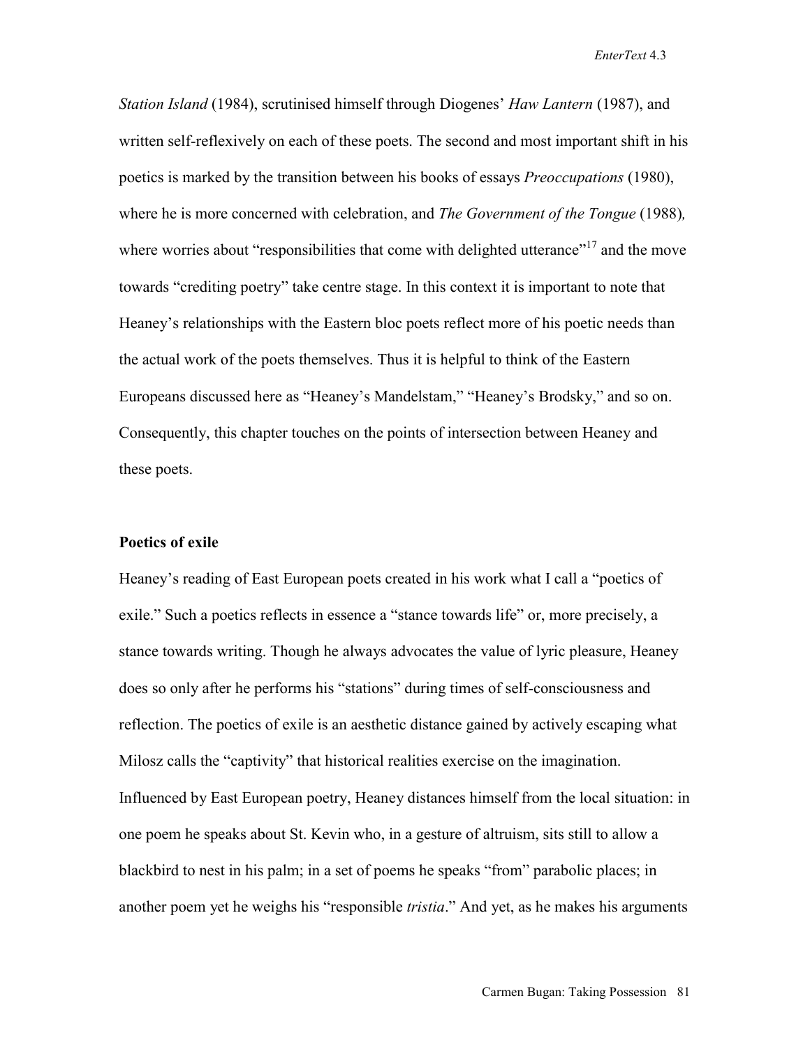*Station Island* (1984), scrutinised himself through Diogenes' *Haw Lantern* (1987), and written self-reflexively on each of these poets. The second and most important shift in his poetics is marked by the transition between his books of essays *Preoccupations* (1980), where he is more concerned with celebration, and *The Government of the Tongue* (1988), where worries about "responsibilities that come with delighted utterance"[17] and the move towards "crediting poetry" take centre stage. In this context it is important to note that Heaney's relationships with the Eastern bloc poets reflect more of his poetic needs than the actual work of the poets themselves. Thus it is helpful to think of the Eastern Europeans discussed here as "Heaney's Mandelstam," "Heaney's Brodsky," and so on. Consequently, this chapter touches on the points of intersection between Heaney and these poets.

**Poetics of exile**

Heaney's reading of East European poets created in his work what I call a "poetics of exile." Such a poetics reflects in essence a "stance towards life" or, more precisely, a stance towards writing. Though he always advocates the value of lyric pleasure, Heaney does so only after he performs his "stations" during times of self-consciousness and reflection. The poetics of exile is an aesthetic distance gained by actively escaping what Milosz calls the "captivity" that historical realities exercise on the imagination. Influenced by East European poetry, Heaney distances himself from the local situation: in one poem he speaks about St. Kevin who, in a gesture of altruism, sits still to allow a blackbird to nest in his palm; in a set of poems he speaks "from" parabolic places; in another poem yet he weighs his "responsible *tristia*." And yet, as he makes his arguments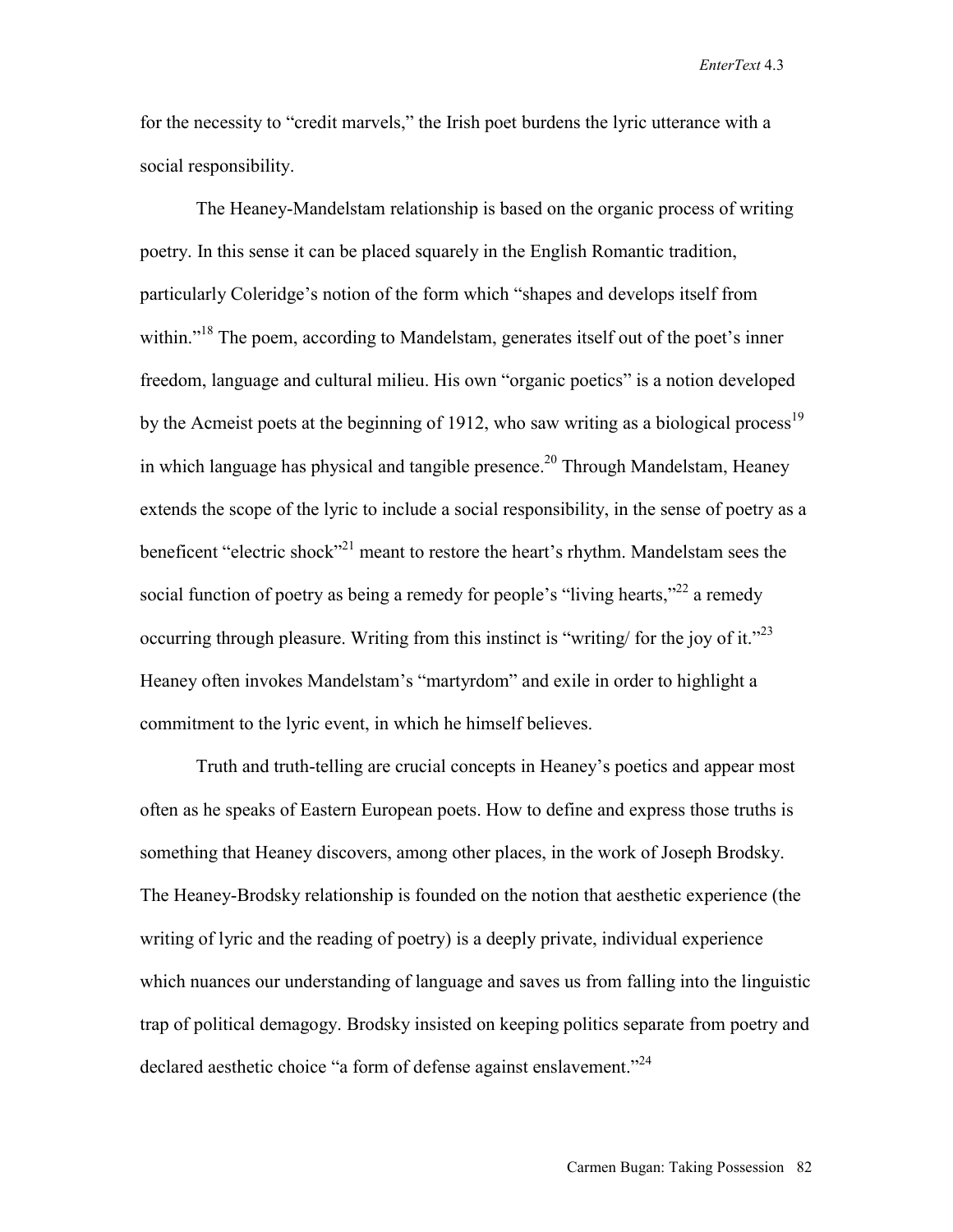for the necessity to "credit marvels," the Irish poet burdens the lyric utterance with a social responsibility.

The Heaney-Mandelstam relationship is based on the organic process of writing poetry. In this sense it can be placed squarely in the English Romantic tradition, particularly Coleridge's notion of the form which "shapes and develops itself from within."[18] The poem, according to Mandelstam, generates itself out of the poet's inner freedom, language and cultural milieu. His own "organic poetics" is a notion developed by the Acmeist poets at the beginning of 1912, who saw writing as a biological process[19] in which language has physical and tangible presence.[20] Through Mandelstam, Heaney extends the scope of the lyric to include a social responsibility, in the sense of poetry as a beneficent "electric shock"[21] meant to restore the heart's rhythm. Mandelstam sees the social function of poetry as being a remedy for people's "living hearts,"[22] a remedy occurring through pleasure. Writing from this instinct is "writing/ for the joy of it."[23] Heaney often invokes Mandelstam's "martyrdom" and exile in order to highlight a commitment to the lyric event, in which he himself believes.

Truth and truth-telling are crucial concepts in Heaney's poetics and appear most often as he speaks of Eastern European poets. How to define and express those truths is something that Heaney discovers, among other places, in the work of Joseph Brodsky. The Heaney-Brodsky relationship is founded on the notion that aesthetic experience (the writing of lyric and the reading of poetry) is a deeply private, individual experience which nuances our understanding of language and saves us from falling into the linguistic trap of political demagogy. Brodsky insisted on keeping politics separate from poetry and declared aesthetic choice "a form of defense against enslavement."[24]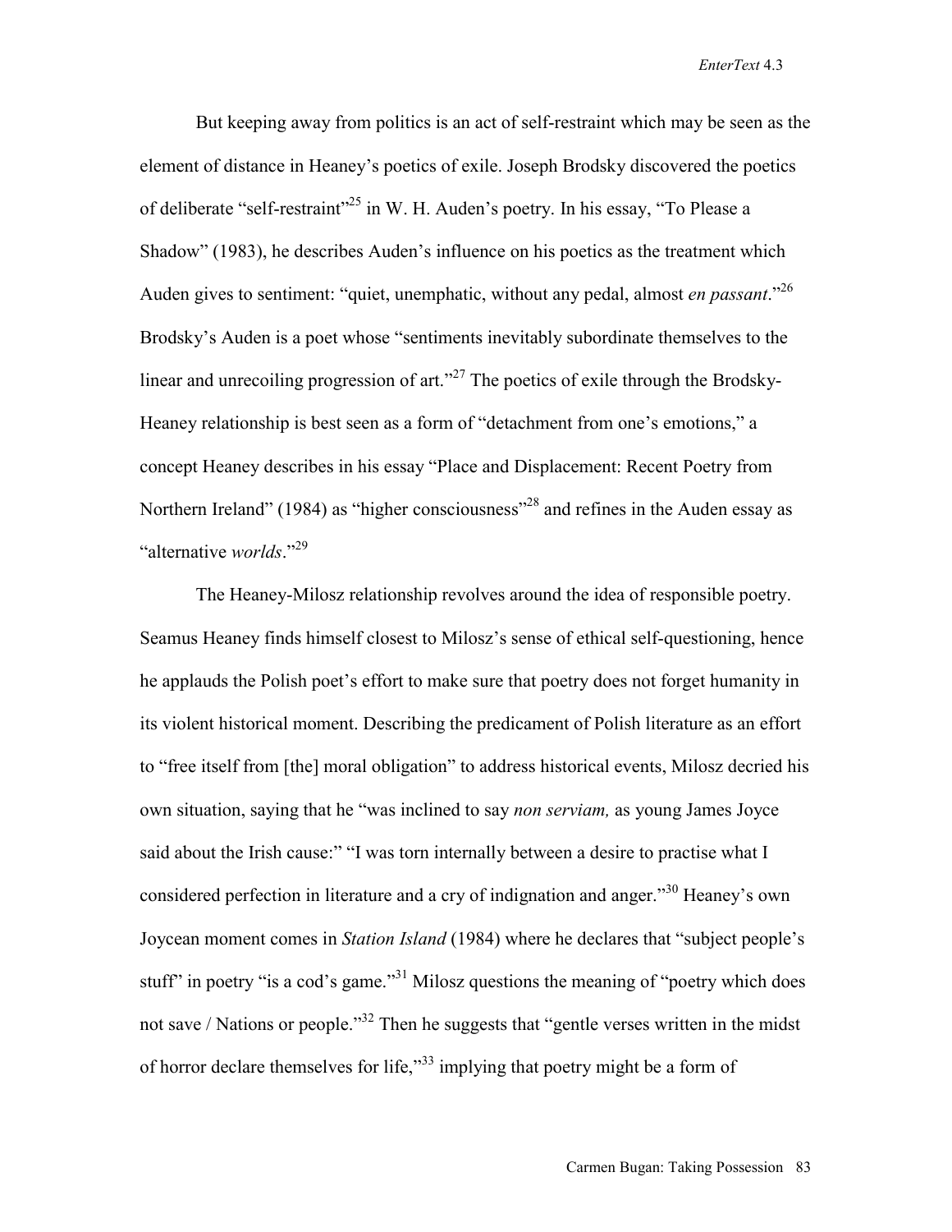But keeping away from politics is an act of self-restraint which may be seen as the element of distance in Heaney's poetics of exile. Joseph Brodsky discovered the poetics of deliberate "self-restraint"[25] in W. H. Auden's poetry. In his essay, "To Please a Shadow" (1983), he describes Auden's influence on his poetics as the treatment which Auden gives to sentiment: "quiet, unemphatic, without any pedal, almost *en passant*."[26] Brodsky's Auden is a poet whose "sentiments inevitably subordinate themselves to the linear and unrecoiling progression of art."[27] The poetics of exile through the Brodsky-Heaney relationship is best seen as a form of "detachment from one's emotions," a concept Heaney describes in his essay "Place and Displacement: Recent Poetry from Northern Ireland" (1984) as "higher consciousness"[28] and refines in the Auden essay as "alternative *worlds*."[29]

The Heaney-Milosz relationship revolves around the idea of responsible poetry. Seamus Heaney finds himself closest to Milosz's sense of ethical self-questioning, hence he applauds the Polish poet's effort to make sure that poetry does not forget humanity in its violent historical moment. Describing the predicament of Polish literature as an effort to "free itself from [the] moral obligation" to address historical events, Milosz decried his own situation, saying that he "was inclined to say *non serviam,* as young James Joyce said about the Irish cause:" "I was torn internally between a desire to practise what I considered perfection in literature and a cry of indignation and anger."[30] Heaney's own Joycean moment comes in *Station Island* (1984) where he declares that "subject people's stuff" in poetry "is a cod's game."[31] Milosz questions the meaning of "poetry which does not save / Nations or people."[32] Then he suggests that "gentle verses written in the midst of horror declare themselves for life,"[33] implying that poetry might be a form of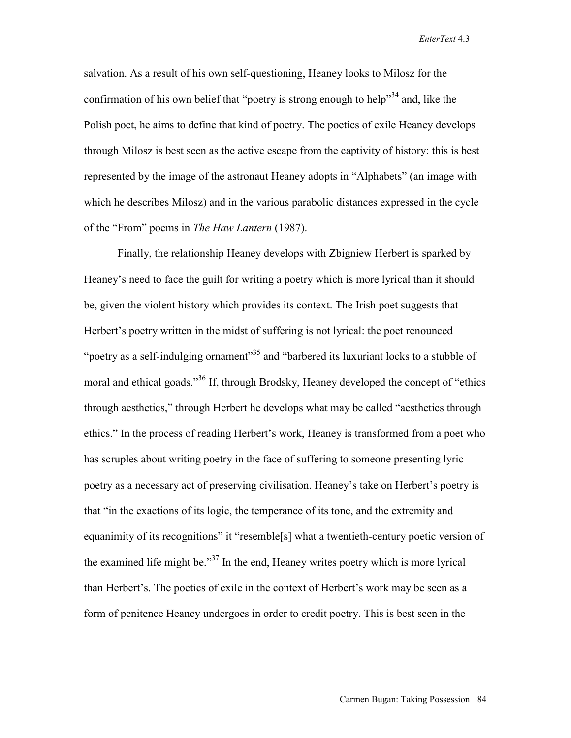salvation. As a result of his own self-questioning, Heaney looks to Milosz for the confirmation of his own belief that "poetry is strong enough to help"[34] and, like the Polish poet, he aims to define that kind of poetry. The poetics of exile Heaney develops through Milosz is best seen as the active escape from the captivity of history: this is best represented by the image of the astronaut Heaney adopts in "Alphabets" (an image with which he describes Milosz) and in the various parabolic distances expressed in the cycle of the "From" poems in *The Haw Lantern* (1987).

Finally, the relationship Heaney develops with Zbigniew Herbert is sparked by Heaney's need to face the guilt for writing a poetry which is more lyrical than it should be, given the violent history which provides its context. The Irish poet suggests that Herbert's poetry written in the midst of suffering is not lyrical: the poet renounced "poetry as a self-indulging ornament"[35] and "barbered its luxuriant locks to a stubble of moral and ethical goads."[36] If, through Brodsky, Heaney developed the concept of "ethics through aesthetics," through Herbert he develops what may be called "aesthetics through ethics." In the process of reading Herbert's work, Heaney is transformed from a poet who has scruples about writing poetry in the face of suffering to someone presenting lyric poetry as a necessary act of preserving civilisation. Heaney's take on Herbert's poetry is that "in the exactions of its logic, the temperance of its tone, and the extremity and equanimity of its recognitions" it "resemble[s] what a twentieth-century poetic version of the examined life might be."[37] In the end, Heaney writes poetry which is more lyrical than Herbert's. The poetics of exile in the context of Herbert's work may be seen as a form of penitence Heaney undergoes in order to credit poetry. This is best seen in the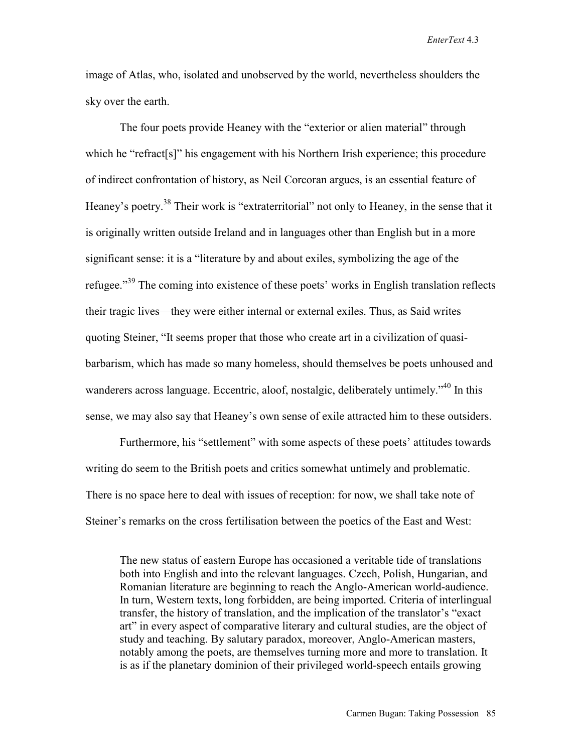image of Atlas, who, isolated and unobserved by the world, nevertheless shoulders the sky over the earth.

The four poets provide Heaney with the "exterior or alien material" through which he "refract[s]" his engagement with his Northern Irish experience; this procedure of indirect confrontation of history, as Neil Corcoran argues, is an essential feature of Heaney's poetry.[38] Their work is "extraterritorial" not only to Heaney, in the sense that it is originally written outside Ireland and in languages other than English but in a more significant sense: it is a "literature by and about exiles, symbolizing the age of the refugee."[39] The coming into existence of these poets' works in English translation reflects their tragic lives—they were either internal or external exiles. Thus, as Said writes quoting Steiner, "It seems proper that those who create art in a civilization of quasi-barbarism, which has made so many homeless, should themselves be poets unhoused and wanderers across language. Eccentric, aloof, nostalgic, deliberately untimely."[40] In this sense, we may also say that Heaney's own sense of exile attracted him to these outsiders.

Furthermore, his "settlement" with some aspects of these poets' attitudes towards writing do seem to the British poets and critics somewhat untimely and problematic. There is no space here to deal with issues of reception: for now, we shall take note of Steiner's remarks on the cross fertilisation between the poetics of the East and West:

> The new status of eastern Europe has occasioned a veritable tide of translations both into English and into the relevant languages. Czech, Polish, Hungarian, and Romanian literature are beginning to reach the Anglo-American world-audience. In turn, Western texts, long forbidden, are being imported. Criteria of interlingual transfer, the history of translation, and the implication of the translator's "exact art" in every aspect of comparative literary and cultural studies, are the object of study and teaching. By salutary paradox, moreover, Anglo-American masters, notably among the poets, are themselves turning more and more to translation. It is as if the planetary dominion of their privileged world-speech entails growing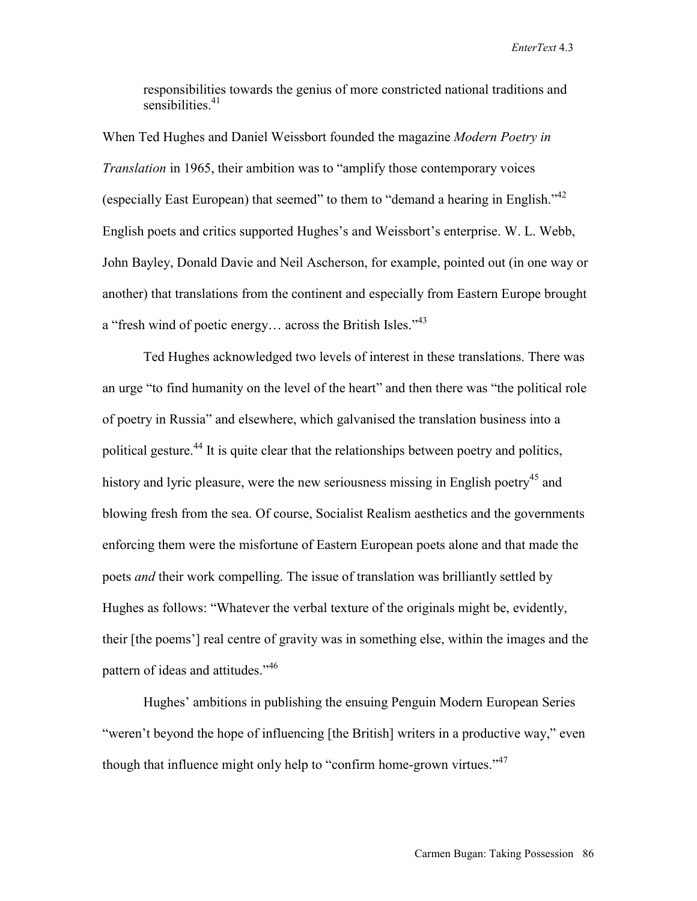> responsibilities towards the genius of more constricted national traditions and sensibilities.[41]

When Ted Hughes and Daniel Weissbort founded the magazine *Modern Poetry in Translation* in 1965, their ambition was to "amplify those contemporary voices (especially East European) that seemed" to them to "demand a hearing in English."[42] English poets and critics supported Hughes's and Weissbort's enterprise. W. L. Webb, John Bayley, Donald Davie and Neil Ascherson, for example, pointed out (in one way or another) that translations from the continent and especially from Eastern Europe brought a "fresh wind of poetic energy… across the British Isles."[43]

Ted Hughes acknowledged two levels of interest in these translations. There was an urge "to find humanity on the level of the heart" and then there was "the political role of poetry in Russia" and elsewhere, which galvanised the translation business into a political gesture.[44] It is quite clear that the relationships between poetry and politics, history and lyric pleasure, were the new seriousness missing in English poetry[45] and blowing fresh from the sea. Of course, Socialist Realism aesthetics and the governments enforcing them were the misfortune of Eastern European poets alone and that made the poets *and* their work compelling. The issue of translation was brilliantly settled by Hughes as follows: "Whatever the verbal texture of the originals might be, evidently, their [the poems'] real centre of gravity was in something else, within the images and the pattern of ideas and attitudes."[46]

Hughes' ambitions in publishing the ensuing Penguin Modern European Series "weren't beyond the hope of influencing [the British] writers in a productive way," even though that influence might only help to "confirm home-grown virtues."[47]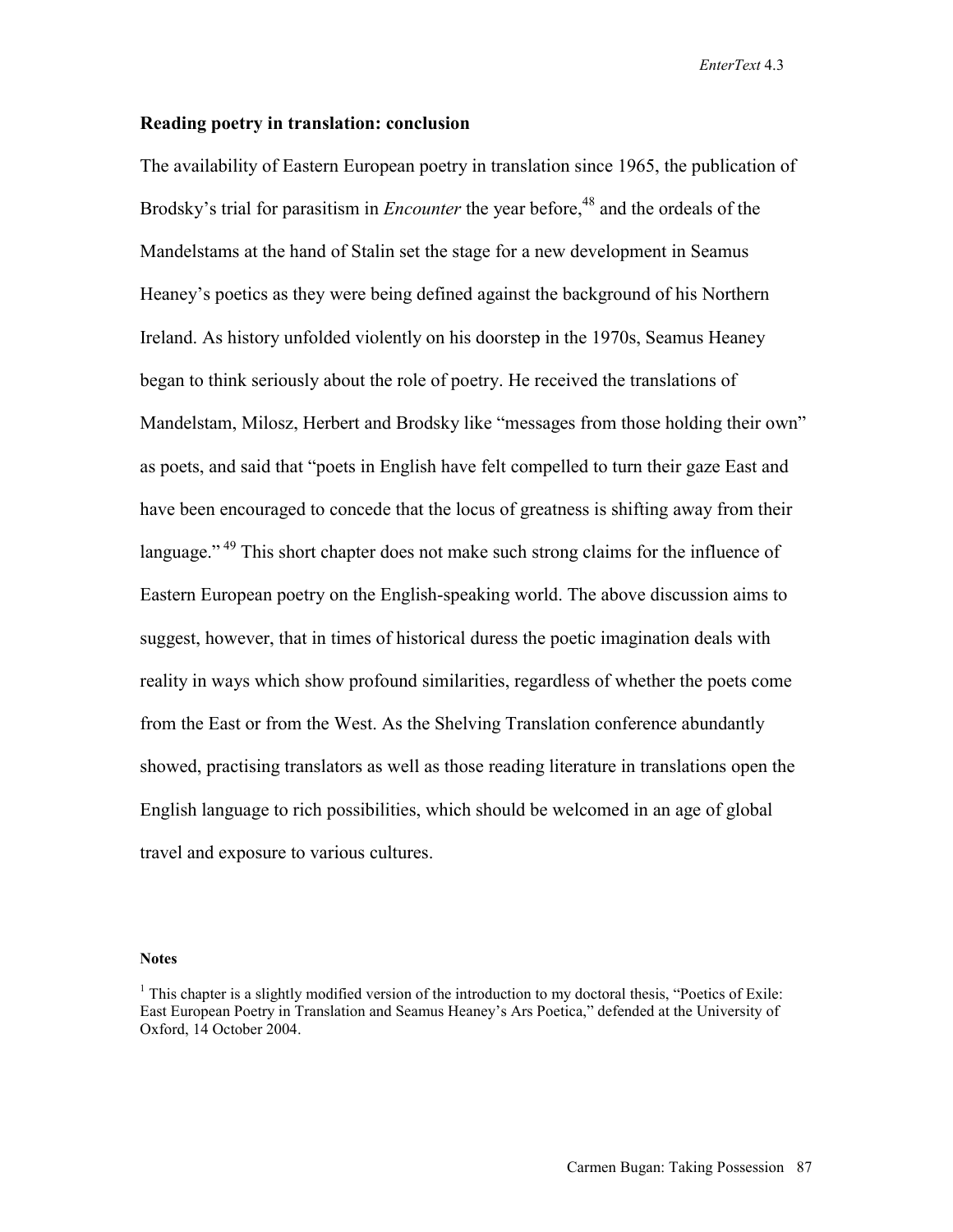### Reading poetry in translation: conclusion

The availability of Eastern European poetry in translation since 1965, the publication of Brodsky's trial for parasitism in *Encounter* the year before,[48] and the ordeals of the Mandelstams at the hand of Stalin set the stage for a new development in Seamus Heaney's poetics as they were being defined against the background of his Northern Ireland. As history unfolded violently on his doorstep in the 1970s, Seamus Heaney began to think seriously about the role of poetry. He received the translations of Mandelstam, Milosz, Herbert and Brodsky like "messages from those holding their own" as poets, and said that "poets in English have felt compelled to turn their gaze East and have been encouraged to concede that the locus of greatness is shifting away from their language."[49] This short chapter does not make such strong claims for the influence of Eastern European poetry on the English-speaking world. The above discussion aims to suggest, however, that in times of historical duress the poetic imagination deals with reality in ways which show profound similarities, regardless of whether the poets come from the East or from the West. As the Shelving Translation conference abundantly showed, practising translators as well as those reading literature in translations open the English language to rich possibilities, which should be welcomed in an age of global travel and exposure to various cultures.

#### Notes

[1] This chapter is a slightly modified version of the introduction to my doctoral thesis, "Poetics of Exile: East European Poetry in Translation and Seamus Heaney's Ars Poetica," defended at the University of Oxford, 14 October 2004.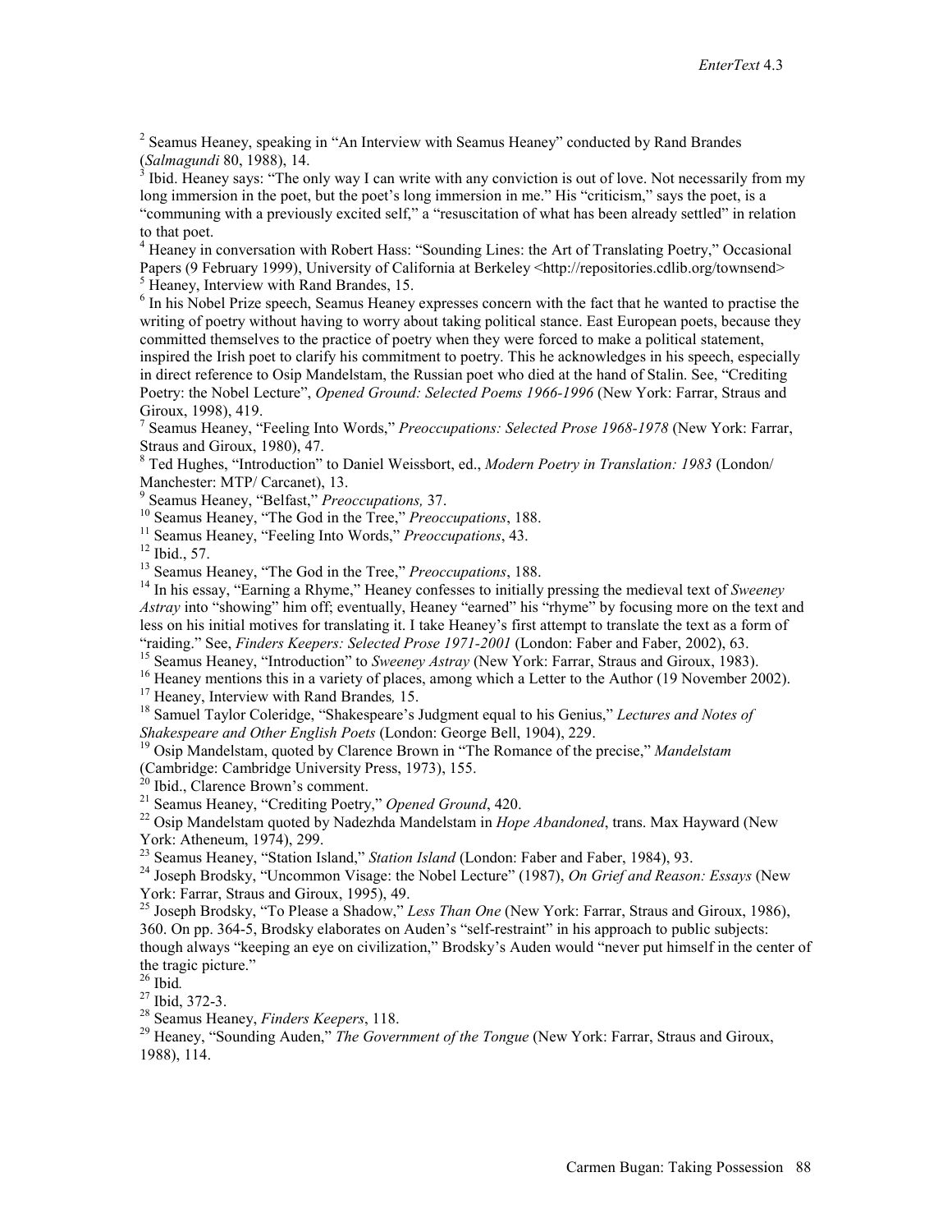[2] Seamus Heaney, speaking in "An Interview with Seamus Heaney" conducted by Rand Brandes (*Salmagundi* 80, 1988), 14.

[3] Ibid. Heaney says: "The only way I can write with any conviction is out of love. Not necessarily from my long immersion in the poet, but the poet's long immersion in me." His "criticism," says the poet, is a "communing with a previously excited self," a "resuscitation of what has been already settled" in relation to that poet.

[4] Heaney in conversation with Robert Hass: "Sounding Lines: the Art of Translating Poetry," Occasional Papers (9 February 1999), University of California at Berkeley <http://repositories.cdlib.org/townsend>

[5] Heaney, Interview with Rand Brandes, 15.

[6] In his Nobel Prize speech, Seamus Heaney expresses concern with the fact that he wanted to practise the writing of poetry without having to worry about taking political stance. East European poets, because they committed themselves to the practice of poetry when they were forced to make a political statement, inspired the Irish poet to clarify his commitment to poetry. This he acknowledges in his speech, especially in direct reference to Osip Mandelstam, the Russian poet who died at the hand of Stalin. See, "Crediting Poetry: the Nobel Lecture", *Opened Ground: Selected Poems 1966-1996* (New York: Farrar, Straus and Giroux, 1998), 419.

[7] Seamus Heaney, "Feeling Into Words," *Preoccupations: Selected Prose 1968-1978* (New York: Farrar, Straus and Giroux, 1980), 47.

[8] Ted Hughes, "Introduction" to Daniel Weissbort, ed., *Modern Poetry in Translation: 1983* (London/ Manchester: MTP/ Carcanet), 13.

[9] Seamus Heaney, "Belfast," *Preoccupations,* 37.

[10] Seamus Heaney, "The God in the Tree," *Preoccupations*, 188.

[11] Seamus Heaney, "Feeling Into Words," *Preoccupations*, 43.

[12] Ibid., 57.

[13] Seamus Heaney, "The God in the Tree," *Preoccupations*, 188.

[14] In his essay, "Earning a Rhyme," Heaney confesses to initially pressing the medieval text of *Sweeney Astray* into "showing" him off; eventually, Heaney "earned" his "rhyme" by focusing more on the text and less on his initial motives for translating it. I take Heaney's first attempt to translate the text as a form of "raiding." See, *Finders Keepers: Selected Prose 1971-2001* (London: Faber and Faber, 2002), 63.

[15] Seamus Heaney, "Introduction" to *Sweeney Astray* (New York: Farrar, Straus and Giroux, 1983).

[16] Heaney mentions this in a variety of places, among which a Letter to the Author (19 November 2002).

[17] Heaney, Interview with Rand Brandes*,* 15.

[18] Samuel Taylor Coleridge, "Shakespeare's Judgment equal to his Genius," *Lectures and Notes of Shakespeare and Other English Poets* (London: George Bell, 1904), 229.

[19] Osip Mandelstam, quoted by Clarence Brown in "The Romance of the precise," *Mandelstam* (Cambridge: Cambridge University Press, 1973), 155.

[20] Ibid., Clarence Brown's comment.

[21] Seamus Heaney, "Crediting Poetry," *Opened Ground*, 420.

[22] Osip Mandelstam quoted by Nadezhda Mandelstam in *Hope Abandoned*, trans. Max Hayward (New York: Atheneum, 1974), 299.

[23] Seamus Heaney, "Station Island," *Station Island* (London: Faber and Faber, 1984), 93.

[24] Joseph Brodsky, "Uncommon Visage: the Nobel Lecture" (1987), *On Grief and Reason: Essays* (New York: Farrar, Straus and Giroux, 1995), 49.

[25] Joseph Brodsky, "To Please a Shadow," *Less Than One* (New York: Farrar, Straus and Giroux, 1986), 360. On pp. 364-5, Brodsky elaborates on Auden's "self-restraint" in his approach to public subjects: though always "keeping an eye on civilization," Brodsky's Auden would "never put himself in the center of the tragic picture."

[26] Ibid*.*

[27] Ibid, 372-3.

[28] Seamus Heaney, *Finders Keepers*, 118.

[29] Heaney, "Sounding Auden," *The Government of the Tongue* (New York: Farrar, Straus and Giroux, 1988), 114.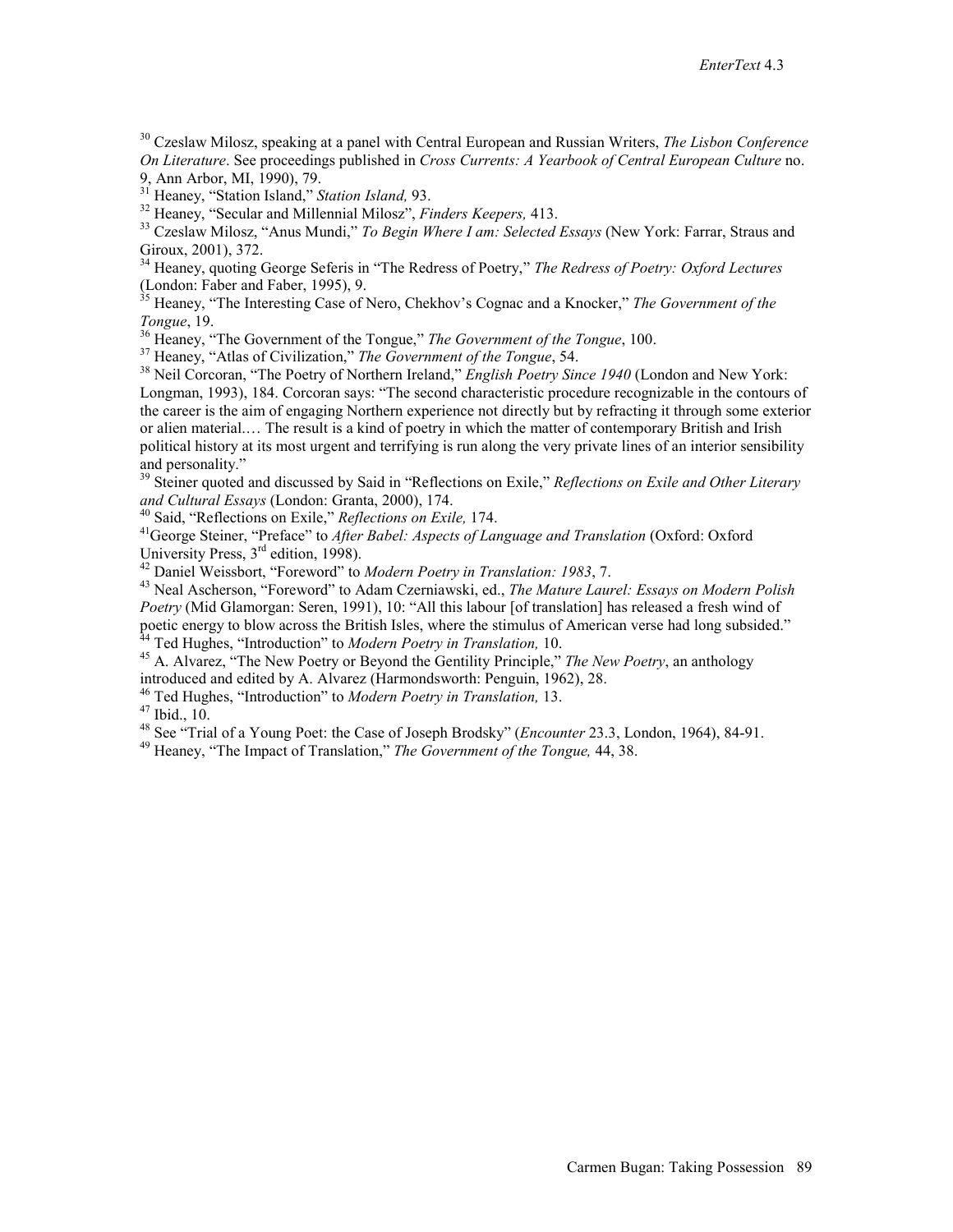[30] Czeslaw Milosz, speaking at a panel with Central European and Russian Writers, *The Lisbon Conference On Literature*. See proceedings published in *Cross Currents: A Yearbook of Central European Culture* no. 9, Ann Arbor, MI, 1990), 79.

[31] Heaney, "Station Island," *Station Island,* 93.

[32] Heaney, "Secular and Millennial Milosz", *Finders Keepers,* 413.

[33] Czeslaw Milosz, "Anus Mundi," *To Begin Where I am: Selected Essays* (New York: Farrar, Straus and Giroux, 2001), 372.

[34] Heaney, quoting George Seferis in "The Redress of Poetry," *The Redress of Poetry: Oxford Lectures* (London: Faber and Faber, 1995), 9.

[35] Heaney, "The Interesting Case of Nero, Chekhov's Cognac and a Knocker," *The Government of the Tongue*, 19.

[36] Heaney, "The Government of the Tongue," *The Government of the Tongue*, 100.

[37] Heaney, "Atlas of Civilization," *The Government of the Tongue*, 54.

[38] Neil Corcoran, "The Poetry of Northern Ireland," *English Poetry Since 1940* (London and New York: Longman, 1993), 184. Corcoran says: "The second characteristic procedure recognizable in the contours of the career is the aim of engaging Northern experience not directly but by refracting it through some exterior or alien material.… The result is a kind of poetry in which the matter of contemporary British and Irish political history at its most urgent and terrifying is run along the very private lines of an interior sensibility and personality."

[39] Steiner quoted and discussed by Said in "Reflections on Exile," *Reflections on Exile and Other Literary and Cultural Essays* (London: Granta, 2000), 174.

[40] Said, "Reflections on Exile," *Reflections on Exile,* 174.

[41] George Steiner, "Preface" to *After Babel: Aspects of Language and Translation* (Oxford: Oxford University Press, 3rd edition, 1998).

[42] Daniel Weissbort, "Foreword" to *Modern Poetry in Translation: 1983*, 7.

[43] Neal Ascherson, "Foreword" to Adam Czerniawski, ed., *The Mature Laurel: Essays on Modern Polish Poetry* (Mid Glamorgan: Seren, 1991), 10: "All this labour [of translation] has released a fresh wind of poetic energy to blow across the British Isles, where the stimulus of American verse had long subsided."

[44] Ted Hughes, "Introduction" to *Modern Poetry in Translation,* 10.

[45] A. Alvarez, "The New Poetry or Beyond the Gentility Principle," *The New Poetry*, an anthology introduced and edited by A. Alvarez (Harmondsworth: Penguin, 1962), 28.

[46] Ted Hughes, "Introduction" to *Modern Poetry in Translation,* 13.

[47] Ibid., 10.

[48] See "Trial of a Young Poet: the Case of Joseph Brodsky" (*Encounter* 23.3, London, 1964), 84-91.

[49] Heaney, "The Impact of Translation," *The Government of the Tongue,* 44, 38.